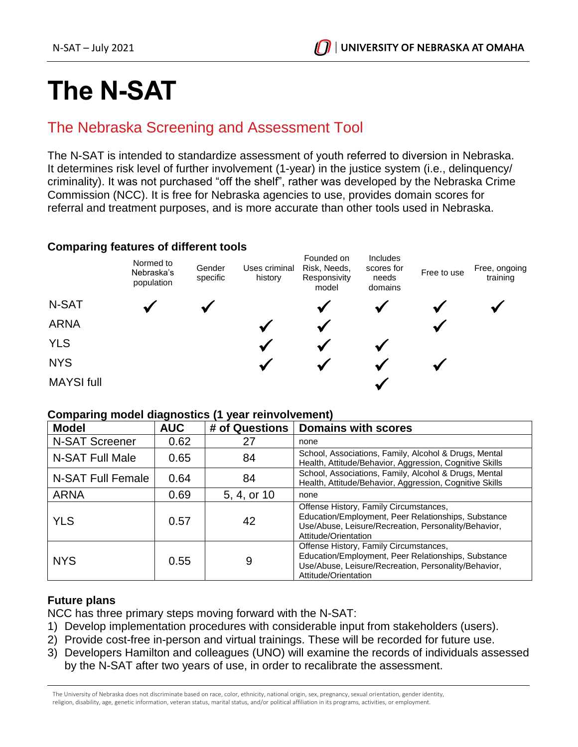# The N-SAT

## The Nebraska Screening and Assessment Tool

The N-SAT is intended to standardize assessment of youth referred to diversion in Nebraska. It determines risk level of further involvement (1-year) in the justice system (i.e., delinquency/ criminality). It was not purchased "off the shelf", rather was developed by the Nebraska Crime Commission (NCC). It is free for Nebraska agencies to use, provides domain scores for referral and treatment purposes, and is more accurate than other tools used in Nebraska.

### Comparing features of different tools

| | Normed to Nebraska's population | Gender specific | Uses criminal history | Founded on Risk, Needs, Responsivity model | Includes scores for needs domains | Free to use | Free, ongoing training |
|---|---|---|---|---|---|---|---|
| N-SAT | ✓ | ✓ | | ✓ | ✓ | ✓ | ✓ |
| ARNA | | | ✓ | ✓ | | ✓ | |
| YLS | | | ✓ | ✓ | ✓ | | |
| NYS | | | ✓ | ✓ | ✓ | ✓ | |
| MAYSI full | | | | | ✓ | | |

### Comparing model diagnostics (1 year reinvolvement)

| Model | AUC | # of Questions | Domains with scores |
|---|---|---|---|
| N-SAT Screener | 0.62 | 27 | none |
| N-SAT Full Male | 0.65 | 84 | School, Associations, Family, Alcohol & Drugs, Mental Health, Attitude/Behavior, Aggression, Cognitive Skills |
| N-SAT Full Female | 0.64 | 84 | School, Associations, Family, Alcohol & Drugs, Mental Health, Attitude/Behavior, Aggression, Cognitive Skills |
| ARNA | 0.69 | 5, 4, or 10 | none |
| YLS | 0.57 | 42 | Offense History, Family Circumstances, Education/Employment, Peer Relationships, Substance Use/Abuse, Leisure/Recreation, Personality/Behavior, Attitude/Orientation |
| NYS | 0.55 | 9 | Offense History, Family Circumstances, Education/Employment, Peer Relationships, Substance Use/Abuse, Leisure/Recreation, Personality/Behavior, Attitude/Orientation |

### Future plans

NCC has three primary steps moving forward with the N-SAT:

1) Develop implementation procedures with considerable input from stakeholders (users).
2) Provide cost-free in-person and virtual trainings. These will be recorded for future use.
3) Developers Hamilton and colleagues (UNO) will examine the records of individuals assessed by the N-SAT after two years of use, in order to recalibrate the assessment.

The University of Nebraska does not discriminate based on race, color, ethnicity, national origin, sex, pregnancy, sexual orientation, gender identity, religion, disability, age, genetic information, veteran status, marital status, and/or political affiliation in its programs, activities, or employment.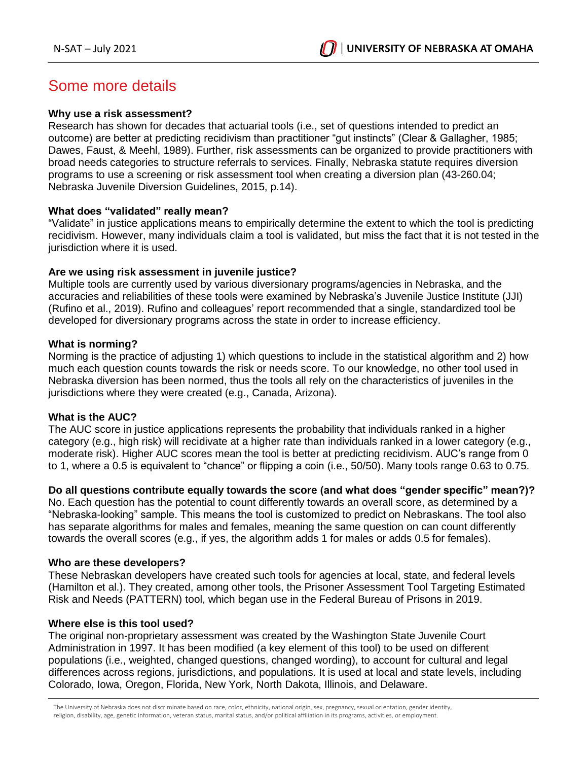## Some more details

**Why use a risk assessment?**
Research has shown for decades that actuarial tools (i.e., set of questions intended to predict an outcome) are better at predicting recidivism than practitioner "gut instincts" (Clear & Gallagher, 1985; Dawes, Faust, & Meehl, 1989). Further, risk assessments can be organized to provide practitioners with broad needs categories to structure referrals to services. Finally, Nebraska statute requires diversion programs to use a screening or risk assessment tool when creating a diversion plan (43-260.04; Nebraska Juvenile Diversion Guidelines, 2015, p.14).

**What does "validated" really mean?**
"Validate" in justice applications means to empirically determine the extent to which the tool is predicting recidivism. However, many individuals claim a tool is validated, but miss the fact that it is not tested in the jurisdiction where it is used.

**Are we using risk assessment in juvenile justice?**
Multiple tools are currently used by various diversionary programs/agencies in Nebraska, and the accuracies and reliabilities of these tools were examined by Nebraska's Juvenile Justice Institute (JJI) (Rufino et al., 2019). Rufino and colleagues' report recommended that a single, standardized tool be developed for diversionary programs across the state in order to increase efficiency.

**What is norming?**
Norming is the practice of adjusting 1) which questions to include in the statistical algorithm and 2) how much each question counts towards the risk or needs score. To our knowledge, no other tool used in Nebraska diversion has been normed, thus the tools all rely on the characteristics of juveniles in the jurisdictions where they were created (e.g., Canada, Arizona).

**What is the AUC?**
The AUC score in justice applications represents the probability that individuals ranked in a higher category (e.g., high risk) will recidivate at a higher rate than individuals ranked in a lower category (e.g., moderate risk). Higher AUC scores mean the tool is better at predicting recidivism. AUC's range from 0 to 1, where a 0.5 is equivalent to "chance" or flipping a coin (i.e., 50/50). Many tools range 0.63 to 0.75.

**Do all questions contribute equally towards the score (and what does "gender specific" mean?)?**
No. Each question has the potential to count differently towards an overall score, as determined by a "Nebraska-looking" sample. This means the tool is customized to predict on Nebraskans. The tool also has separate algorithms for males and females, meaning the same question on can count differently towards the overall scores (e.g., if yes, the algorithm adds 1 for males or adds 0.5 for females).

**Who are these developers?**
These Nebraskan developers have created such tools for agencies at local, state, and federal levels (Hamilton et al.). They created, among other tools, the Prisoner Assessment Tool Targeting Estimated Risk and Needs (PATTERN) tool, which began use in the Federal Bureau of Prisons in 2019.

**Where else is this tool used?**
The original non-proprietary assessment was created by the Washington State Juvenile Court Administration in 1997. It has been modified (a key element of this tool) to be used on different populations (i.e., weighted, changed questions, changed wording), to account for cultural and legal differences across regions, jurisdictions, and populations. It is used at local and state levels, including Colorado, Iowa, Oregon, Florida, New York, North Dakota, Illinois, and Delaware.

The University of Nebraska does not discriminate based on race, color, ethnicity, national origin, sex, pregnancy, sexual orientation, gender identity, religion, disability, age, genetic information, veteran status, marital status, and/or political affiliation in its programs, activities, or employment.